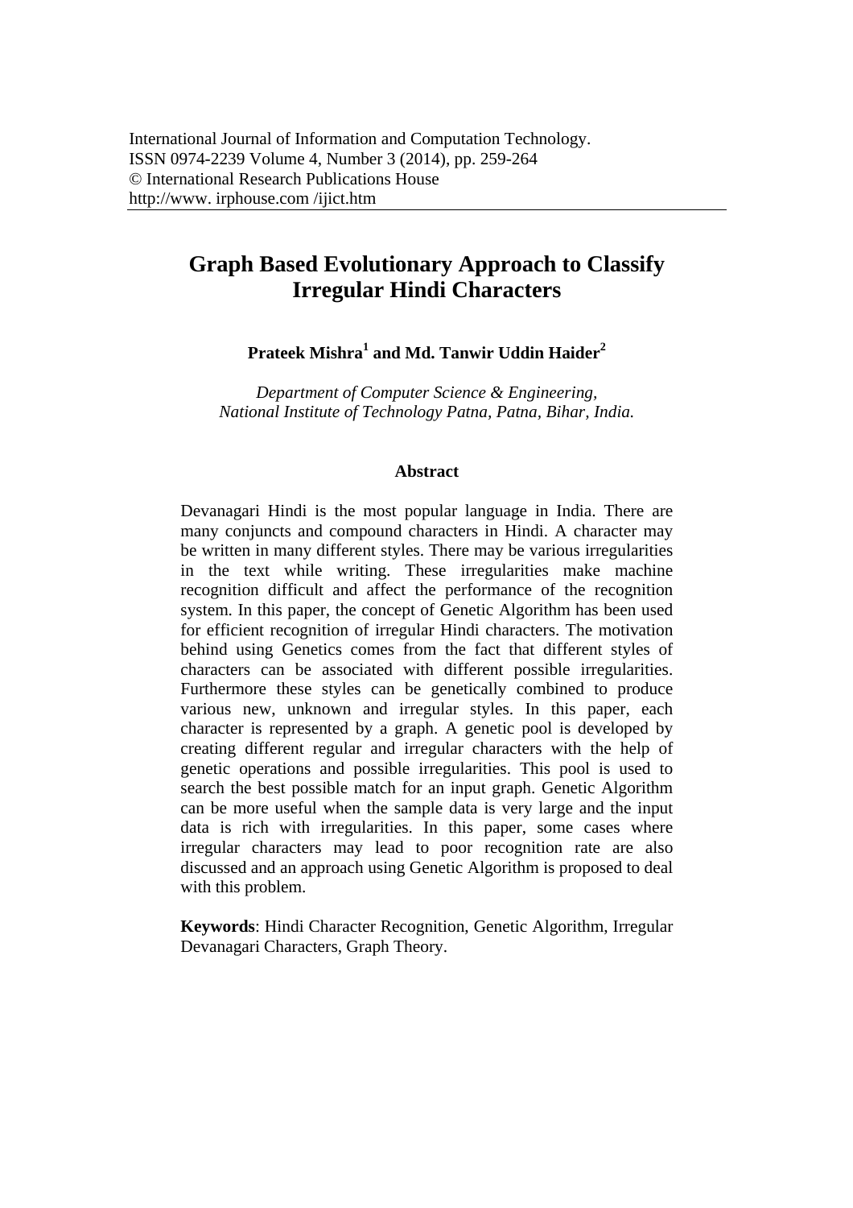# Graph Based Evolutionary Approach to Classify Irregular Hindi Characters

**Prateek Mishra[1] and Md. Tanwir Uddin Haider[2]**

*Department of Computer Science & Engineering,*
*National Institute of Technology Patna, Patna, Bihar, India.*

## Abstract

Devanagari Hindi is the most popular language in India. There are many conjuncts and compound characters in Hindi. A character may be written in many different styles. There may be various irregularities in the text while writing. These irregularities make machine recognition difficult and affect the performance of the recognition system. In this paper, the concept of Genetic Algorithm has been used for efficient recognition of irregular Hindi characters. The motivation behind using Genetics comes from the fact that different styles of characters can be associated with different possible irregularities. Furthermore these styles can be genetically combined to produce various new, unknown and irregular styles. In this paper, each character is represented by a graph. A genetic pool is developed by creating different regular and irregular characters with the help of genetic operations and possible irregularities. This pool is used to search the best possible match for an input graph. Genetic Algorithm can be more useful when the sample data is very large and the input data is rich with irregularities. In this paper, some cases where irregular characters may lead to poor recognition rate are also discussed and an approach using Genetic Algorithm is proposed to deal with this problem.

**Keywords**: Hindi Character Recognition, Genetic Algorithm, Irregular Devanagari Characters, Graph Theory.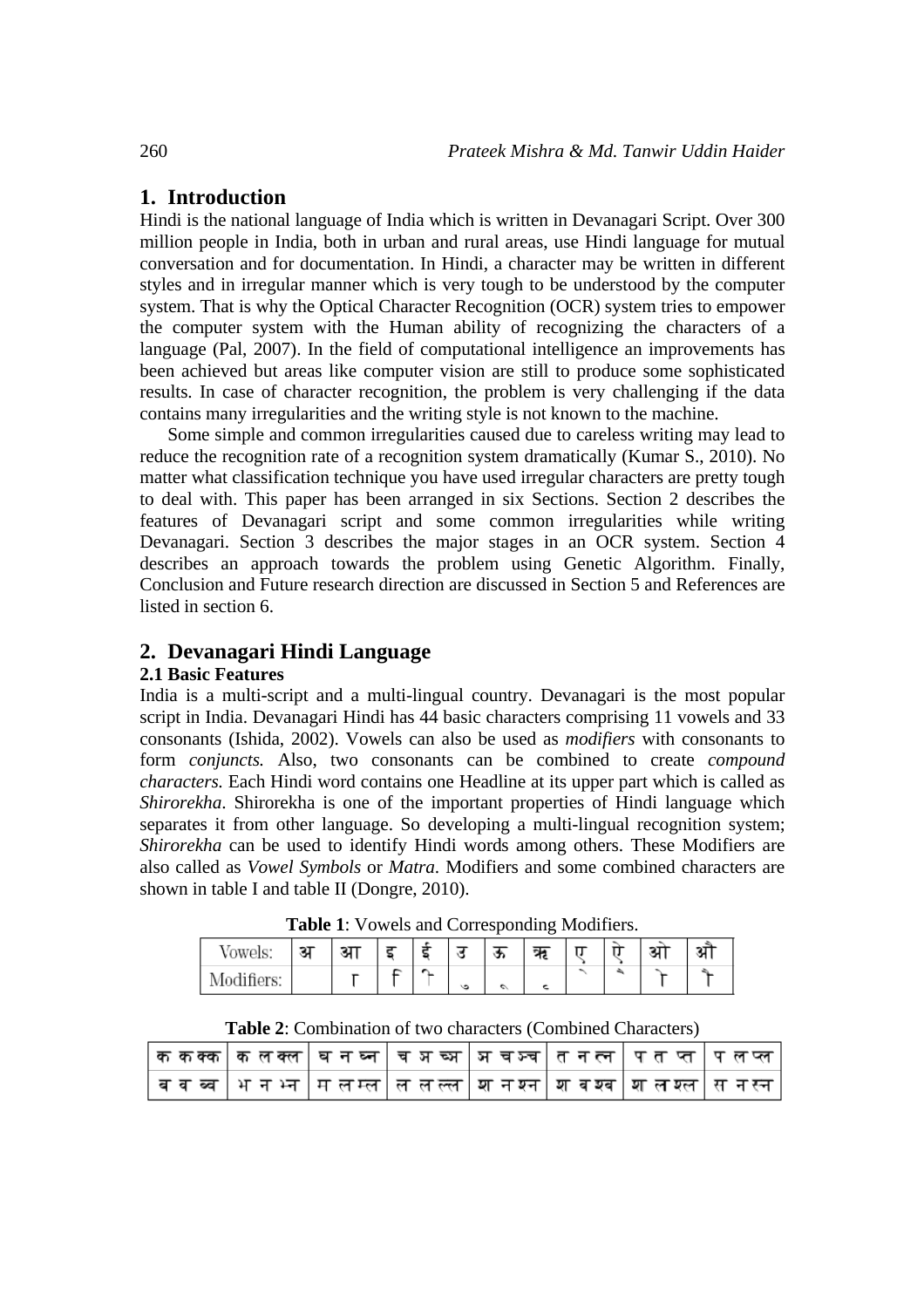## 1. Introduction

Hindi is the national language of India which is written in Devanagari Script. Over 300 million people in India, both in urban and rural areas, use Hindi language for mutual conversation and for documentation. In Hindi, a character may be written in different styles and in irregular manner which is very tough to be understood by the computer system. That is why the Optical Character Recognition (OCR) system tries to empower the computer system with the Human ability of recognizing the characters of a language (Pal, 2007). In the field of computational intelligence an improvements has been achieved but areas like computer vision are still to produce some sophisticated results. In case of character recognition, the problem is very challenging if the data contains many irregularities and the writing style is not known to the machine.

Some simple and common irregularities caused due to careless writing may lead to reduce the recognition rate of a recognition system dramatically (Kumar S., 2010). No matter what classification technique you have used irregular characters are pretty tough to deal with. This paper has been arranged in six Sections. Section 2 describes the features of Devanagari script and some common irregularities while writing Devanagari. Section 3 describes the major stages in an OCR system. Section 4 describes an approach towards the problem using Genetic Algorithm. Finally, Conclusion and Future research direction are discussed in Section 5 and References are listed in section 6.

## 2. Devanagari Hindi Language

### 2.1 Basic Features

India is a multi-script and a multi-lingual country. Devanagari is the most popular script in India. Devanagari Hindi has 44 basic characters comprising 11 vowels and 33 consonants (Ishida, 2002). Vowels can also be used as *modifiers* with consonants to form *conjuncts.* Also, two consonants can be combined to create *compound characters.* Each Hindi word contains one Headline at its upper part which is called as *Shirorekha*. Shirorekha is one of the important properties of Hindi language which separates it from other language. So developing a multi-lingual recognition system; *Shirorekha* can be used to identify Hindi words among others. These Modifiers are also called as *Vowel Symbols* or *Matra*. Modifiers and some combined characters are shown in table I and table II (Dongre, 2010).

**Table 1**: Vowels and Corresponding Modifiers.

| Vowels: | अ | आ | इ | ई | उ | ऊ | ऋ | ए | ऐ | ओ | औ |
|---|---|---|---|---|---|---|---|---|---|---|---|
| Modifiers: | | ा | ि | ी | ु | ू | ृ | े | ै | ो | ौ |

**Table 2**: Combination of two characters (Combined Characters)

| क क क्क | क ल क्ल | घ न घ्न | च ञ च्ञ | ञ च ञ्च | त न त्न | प त प्त | प ल प्ल |
|---|---|---|---|---|---|---|---|
| ब व ब्व | भ न भ्न | म ल म्ल | ल ल ल्ल | श न श्न | श व श्व | श ल श्ल | स न स्न |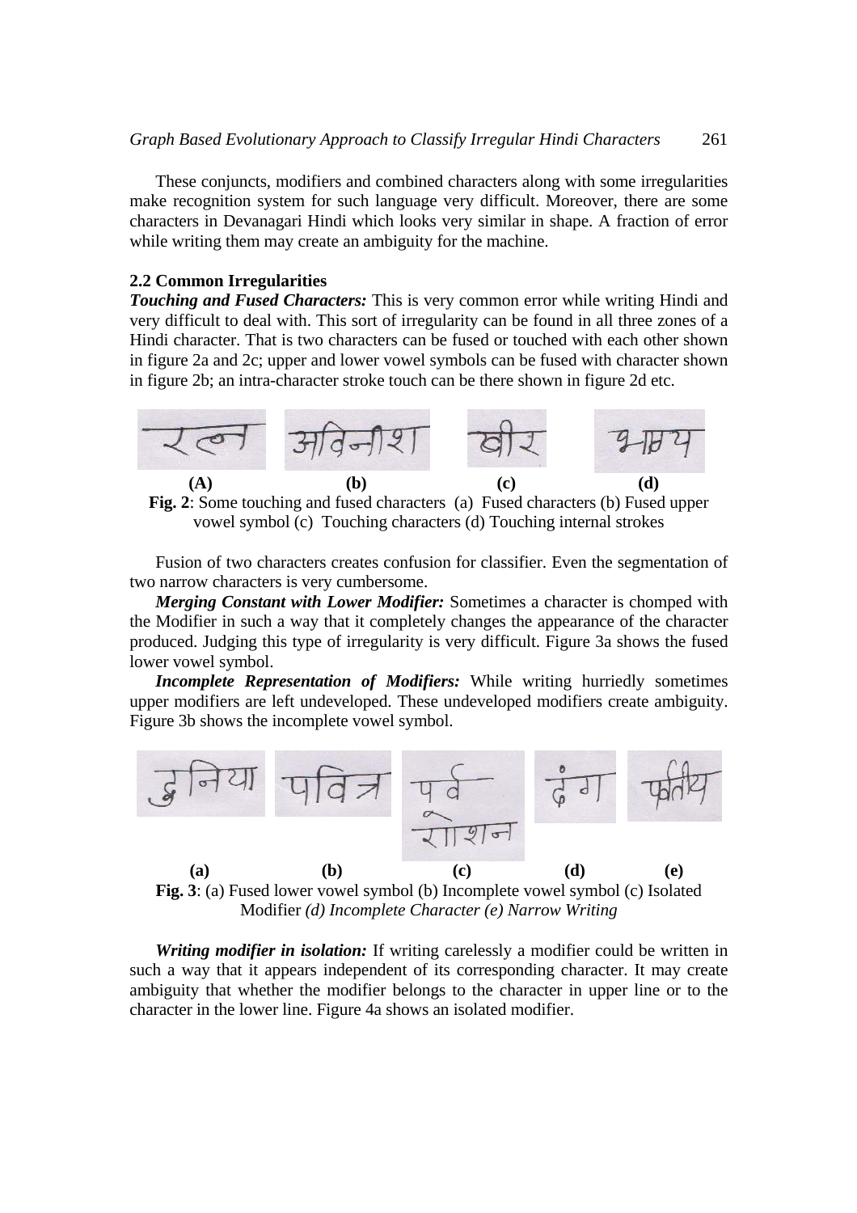These conjuncts, modifiers and combined characters along with some irregularities make recognition system for such language very difficult. Moreover, there are some characters in Devanagari Hindi which looks very similar in shape. A fraction of error while writing them may create an ambiguity for the machine.

### 2.2 Common Irregularities

***Touching and Fused Characters:*** This is very common error while writing Hindi and very difficult to deal with. This sort of irregularity can be found in all three zones of a Hindi character. That is two characters can be fused or touched with each other shown in figure 2a and 2c; upper and lower vowel symbols can be fused with character shown in figure 2b; an intra-character stroke touch can be there shown in figure 2d etc.

(A) (b) (c) (d)

**Fig. 2**: Some touching and fused characters (a) Fused characters (b) Fused upper vowel symbol (c) Touching characters (d) Touching internal strokes

Fusion of two characters creates confusion for classifier. Even the segmentation of two narrow characters is very cumbersome.

***Merging Constant with Lower Modifier:*** Sometimes a character is chomped with the Modifier in such a way that it completely changes the appearance of the character produced. Judging this type of irregularity is very difficult. Figure 3a shows the fused lower vowel symbol.

***Incomplete Representation of Modifiers:*** While writing hurriedly sometimes upper modifiers are left undeveloped. These undeveloped modifiers create ambiguity. Figure 3b shows the incomplete vowel symbol.

(a) (b) (c) (d) (e)

**Fig. 3**: (a) Fused lower vowel symbol (b) Incomplete vowel symbol (c) Isolated Modifier *(d) Incomplete Character (e) Narrow Writing*

***Writing modifier in isolation:*** If writing carelessly a modifier could be written in such a way that it appears independent of its corresponding character. It may create ambiguity that whether the modifier belongs to the character in upper line or to the character in the lower line. Figure 4a shows an isolated modifier.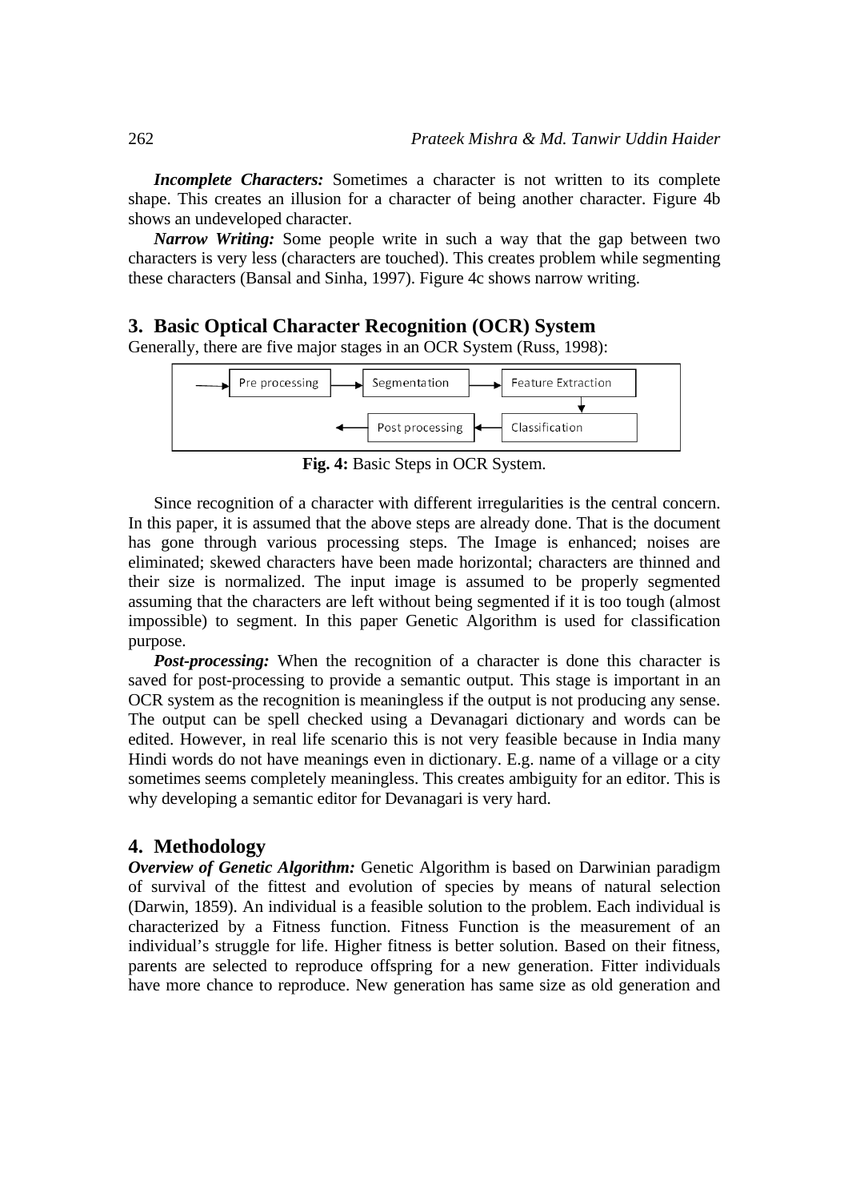***Incomplete Characters:*** Sometimes a character is not written to its complete shape. This creates an illusion for a character of being another character. Figure 4b shows an undeveloped character.

***Narrow Writing:*** Some people write in such a way that the gap between two characters is very less (characters are touched). This creates problem while segmenting these characters (Bansal and Sinha, 1997). Figure 4c shows narrow writing.

## 3. Basic Optical Character Recognition (OCR) System

Generally, there are five major stages in an OCR System (Russ, 1998):

Pre processing → Segmentation → Feature Extraction → Classification → Post processing

**Fig. 4:** Basic Steps in OCR System.

Since recognition of a character with different irregularities is the central concern. In this paper, it is assumed that the above steps are already done. That is the document has gone through various processing steps. The Image is enhanced; noises are eliminated; skewed characters have been made horizontal; characters are thinned and their size is normalized. The input image is assumed to be properly segmented assuming that the characters are left without being segmented if it is too tough (almost impossible) to segment. In this paper Genetic Algorithm is used for classification purpose.

***Post-processing:*** When the recognition of a character is done this character is saved for post-processing to provide a semantic output. This stage is important in an OCR system as the recognition is meaningless if the output is not producing any sense. The output can be spell checked using a Devanagari dictionary and words can be edited. However, in real life scenario this is not very feasible because in India many Hindi words do not have meanings even in dictionary. E.g. name of a village or a city sometimes seems completely meaningless. This creates ambiguity for an editor. This is why developing a semantic editor for Devanagari is very hard.

## 4. Methodology

***Overview of Genetic Algorithm:*** Genetic Algorithm is based on Darwinian paradigm of survival of the fittest and evolution of species by means of natural selection (Darwin, 1859). An individual is a feasible solution to the problem. Each individual is characterized by a Fitness function. Fitness Function is the measurement of an individual's struggle for life. Higher fitness is better solution. Based on their fitness, parents are selected to reproduce offspring for a new generation. Fitter individuals have more chance to reproduce. New generation has same size as old generation and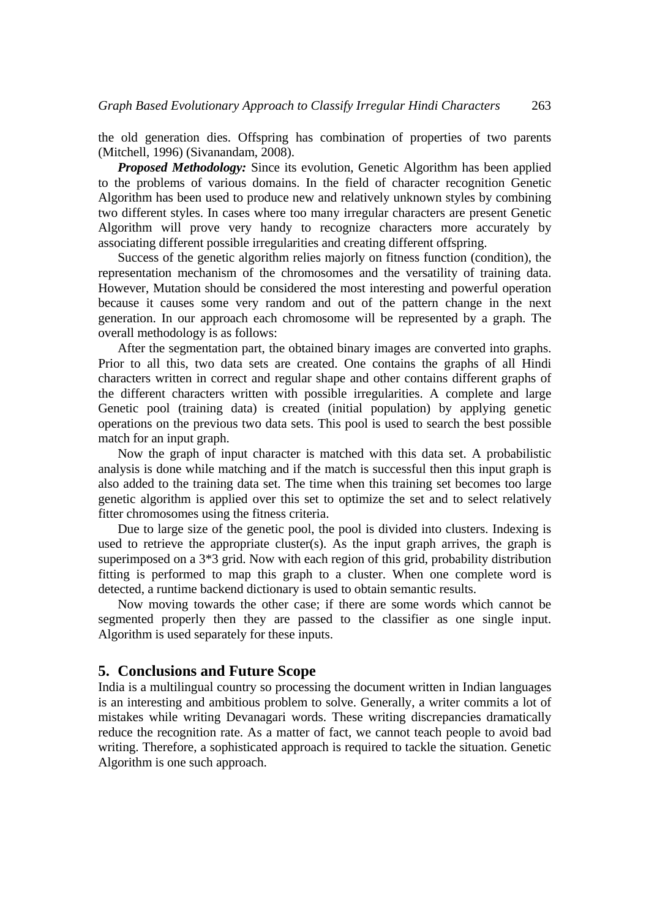the old generation dies. Offspring has combination of properties of two parents (Mitchell, 1996) (Sivanandam, 2008).

***Proposed Methodology:*** Since its evolution, Genetic Algorithm has been applied to the problems of various domains. In the field of character recognition Genetic Algorithm has been used to produce new and relatively unknown styles by combining two different styles. In cases where too many irregular characters are present Genetic Algorithm will prove very handy to recognize characters more accurately by associating different possible irregularities and creating different offspring.

Success of the genetic algorithm relies majorly on fitness function (condition), the representation mechanism of the chromosomes and the versatility of training data. However, Mutation should be considered the most interesting and powerful operation because it causes some very random and out of the pattern change in the next generation. In our approach each chromosome will be represented by a graph. The overall methodology is as follows:

After the segmentation part, the obtained binary images are converted into graphs. Prior to all this, two data sets are created. One contains the graphs of all Hindi characters written in correct and regular shape and other contains different graphs of the different characters written with possible irregularities. A complete and large Genetic pool (training data) is created (initial population) by applying genetic operations on the previous two data sets. This pool is used to search the best possible match for an input graph.

Now the graph of input character is matched with this data set. A probabilistic analysis is done while matching and if the match is successful then this input graph is also added to the training data set. The time when this training set becomes too large genetic algorithm is applied over this set to optimize the set and to select relatively fitter chromosomes using the fitness criteria.

Due to large size of the genetic pool, the pool is divided into clusters. Indexing is used to retrieve the appropriate cluster(s). As the input graph arrives, the graph is superimposed on a 3*3 grid. Now with each region of this grid, probability distribution fitting is performed to map this graph to a cluster. When one complete word is detected, a runtime backend dictionary is used to obtain semantic results.

Now moving towards the other case; if there are some words which cannot be segmented properly then they are passed to the classifier as one single input. Algorithm is used separately for these inputs.

## 5. Conclusions and Future Scope

India is a multilingual country so processing the document written in Indian languages is an interesting and ambitious problem to solve. Generally, a writer commits a lot of mistakes while writing Devanagari words. These writing discrepancies dramatically reduce the recognition rate. As a matter of fact, we cannot teach people to avoid bad writing. Therefore, a sophisticated approach is required to tackle the situation. Genetic Algorithm is one such approach.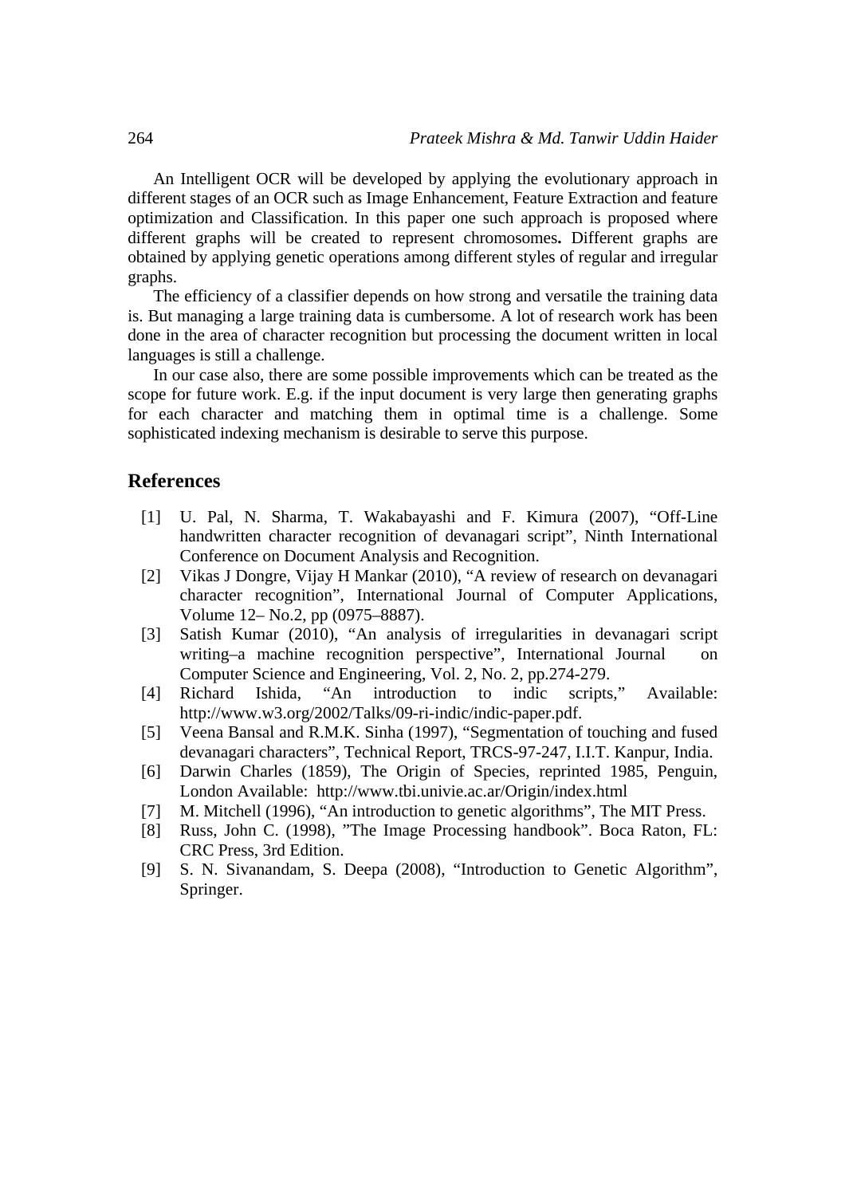An Intelligent OCR will be developed by applying the evolutionary approach in different stages of an OCR such as Image Enhancement, Feature Extraction and feature optimization and Classification. In this paper one such approach is proposed where different graphs will be created to represent chromosomes**.** Different graphs are obtained by applying genetic operations among different styles of regular and irregular graphs.

The efficiency of a classifier depends on how strong and versatile the training data is. But managing a large training data is cumbersome. A lot of research work has been done in the area of character recognition but processing the document written in local languages is still a challenge.

In our case also, there are some possible improvements which can be treated as the scope for future work. E.g. if the input document is very large then generating graphs for each character and matching them in optimal time is a challenge. Some sophisticated indexing mechanism is desirable to serve this purpose.

## References

[1] U. Pal, N. Sharma, T. Wakabayashi and F. Kimura (2007), "Off-Line handwritten character recognition of devanagari script", Ninth International Conference on Document Analysis and Recognition.

[2] Vikas J Dongre, Vijay H Mankar (2010), "A review of research on devanagari character recognition", International Journal of Computer Applications, Volume 12– No.2, pp (0975–8887).

[3] Satish Kumar (2010), "An analysis of irregularities in devanagari script writing–a machine recognition perspective", International Journal on Computer Science and Engineering, Vol. 2, No. 2, pp.274-279.

[4] Richard Ishida, "An introduction to indic scripts," Available: http://www.w3.org/2002/Talks/09-ri-indic/indic-paper.pdf.

[5] Veena Bansal and R.M.K. Sinha (1997), "Segmentation of touching and fused devanagari characters", Technical Report, TRCS-97-247, I.I.T. Kanpur, India.

[6] Darwin Charles (1859), The Origin of Species, reprinted 1985, Penguin, London Available: http://www.tbi.univie.ac.ar/Origin/index.html

[7] M. Mitchell (1996), "An introduction to genetic algorithms", The MIT Press.

[8] Russ, John C. (1998), "The Image Processing handbook". Boca Raton, FL: CRC Press, 3rd Edition.

[9] S. N. Sivanandam, S. Deepa (2008), "Introduction to Genetic Algorithm", Springer.